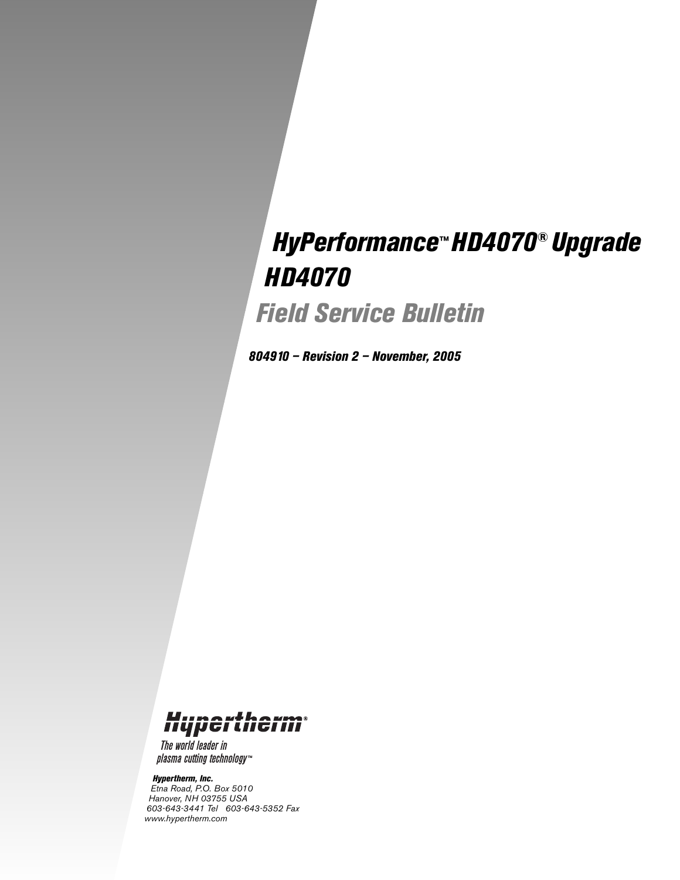# HyPerformance™ HD4070® Upgrade

# HD4070

## Field Service Bulletin

***804910 – Revision 2 – November, 2005***

Hypertherm®

*The world leader in plasma cutting technology™*

***Hypertherm, Inc.***
*Etna Road, P.O. Box 5010*
*Hanover, NH 03755 USA*
*603-643-3441 Tel 603-643-5352 Fax*
*www.hypertherm.com*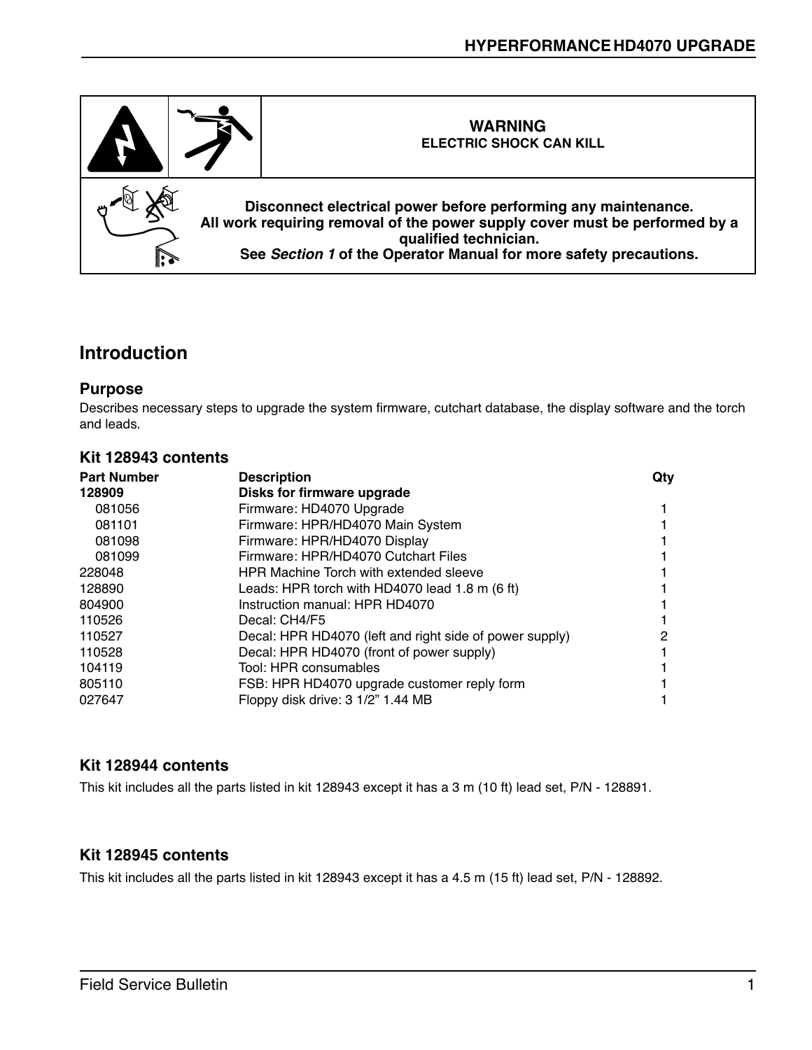**WARNING**
**ELECTRIC SHOCK CAN KILL**

**Disconnect electrical power before performing any maintenance.**
**All work requiring removal of the power supply cover must be performed by a qualified technician.**
**See *Section 1* of the Operator Manual for more safety precautions.**

## Introduction

### Purpose

Describes necessary steps to upgrade the system firmware, cutchart database, the display software and the torch and leads.

### Kit 128943 contents

| Part Number | Description | Qty |
|---|---|---|
| **128909** | **Disks for firmware upgrade** | |
| 081056 | Firmware: HD4070 Upgrade | 1 |
| 081101 | Firmware: HPR/HD4070 Main System | 1 |
| 081098 | Firmware: HPR/HD4070 Display | 1 |
| 081099 | Firmware: HPR/HD4070 Cutchart Files | 1 |
| 228048 | HPR Machine Torch with extended sleeve | 1 |
| 128890 | Leads: HPR torch with HD4070 lead 1.8 m (6 ft) | 1 |
| 804900 | Instruction manual: HPR HD4070 | 1 |
| 110526 | Decal: CH4/F5 | 1 |
| 110527 | Decal: HPR HD4070 (left and right side of power supply) | 2 |
| 110528 | Decal: HPR HD4070 (front of power supply) | 1 |
| 104119 | Tool: HPR consumables | 1 |
| 805110 | FSB: HPR HD4070 upgrade customer reply form | 1 |
| 027647 | Floppy disk drive: 3 1/2" 1.44 MB | 1 |

### Kit 128944 contents

This kit includes all the parts listed in kit 128943 except it has a 3 m (10 ft) lead set, P/N - 128891.

### Kit 128945 contents

This kit includes all the parts listed in kit 128943 except it has a 4.5 m (15 ft) lead set, P/N - 128892.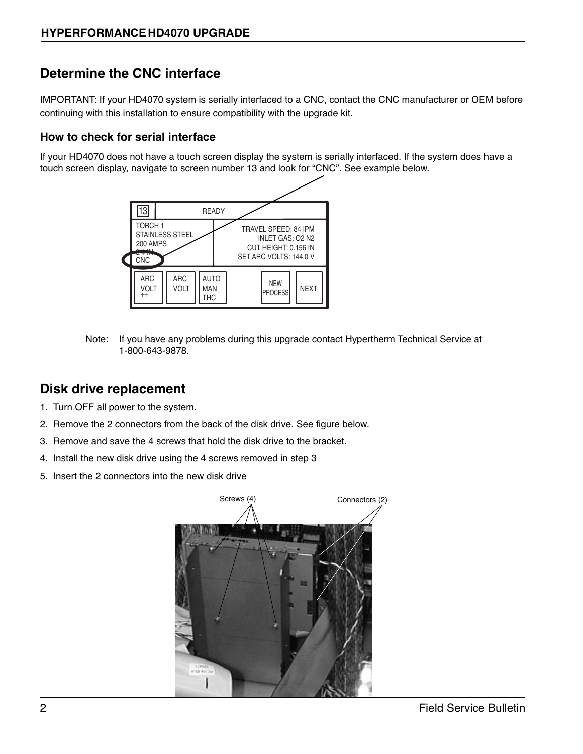## Determine the CNC interface

IMPORTANT: If your HD4070 system is serially interfaced to a CNC, contact the CNC manufacturer or OEM before continuing with this installation to ensure compatibility with the upgrade kit.

### How to check for serial interface

If your HD4070 does not have a touch screen display the system is serially interfaced. If the system does have a touch screen display, navigate to screen number 13 and look for "CNC". See example below.

Note: If you have any problems during this upgrade contact Hypertherm Technical Service at 1-800-643-9878.

## Disk drive replacement

1. Turn OFF all power to the system.
2. Remove the 2 connectors from the back of the disk drive. See figure below.
3. Remove and save the 4 screws that hold the disk drive to the bracket.
4. Install the new disk drive using the 4 screws removed in step 3
5. Insert the 2 connectors into the new disk drive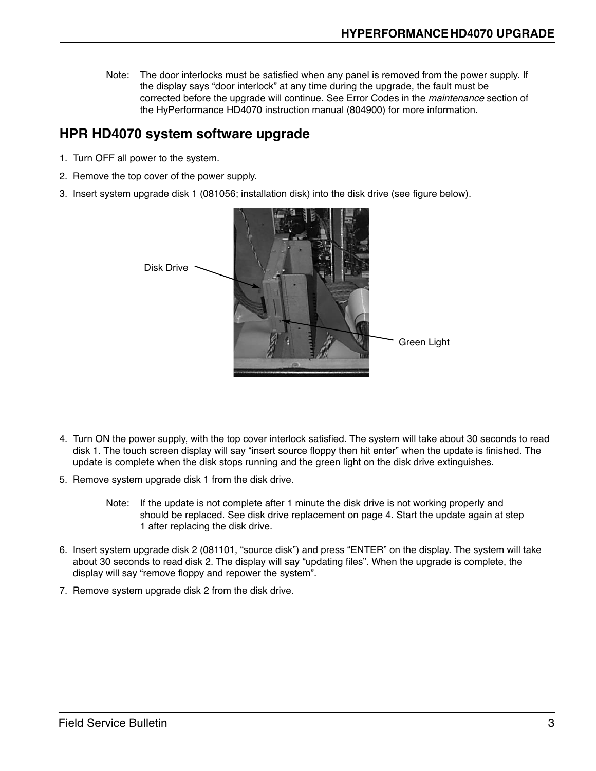Note: The door interlocks must be satisfied when any panel is removed from the power supply. If the display says “door interlock” at any time during the upgrade, the fault must be corrected before the upgrade will continue. See Error Codes in the *maintenance* section of the HyPerformance HD4070 instruction manual (804900) for more information.

## HPR HD4070 system software upgrade

1. Turn OFF all power to the system.
2. Remove the top cover of the power supply.
3. Insert system upgrade disk 1 (081056; installation disk) into the disk drive (see figure below).

Disk Drive

Green Light

4. Turn ON the power supply, with the top cover interlock satisfied. The system will take about 30 seconds to read disk 1. The touch screen display will say “insert source floppy then hit enter” when the update is finished. The update is complete when the disk stops running and the green light on the disk drive extinguishes.
5. Remove system upgrade disk 1 from the disk drive.

   Note: If the update is not complete after 1 minute the disk drive is not working properly and should be replaced. See disk drive replacement on page 4. Start the update again at step 1 after replacing the disk drive.

6. Insert system upgrade disk 2 (081101, “source disk”) and press “ENTER” on the display. The system will take about 30 seconds to read disk 2. The display will say “updating files”. When the upgrade is complete, the display will say “remove floppy and repower the system”.
7. Remove system upgrade disk 2 from the disk drive.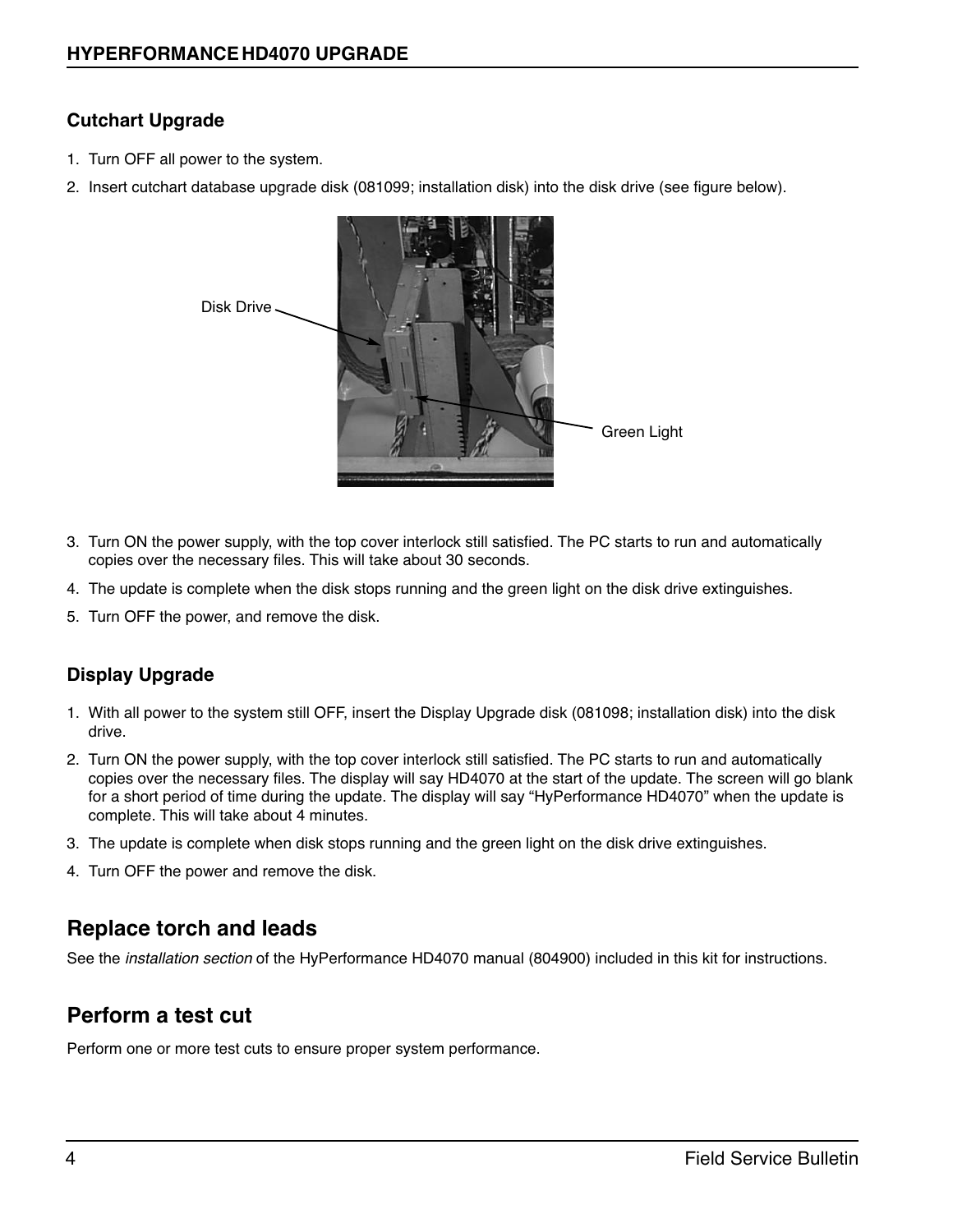### Cutchart Upgrade

1. Turn OFF all power to the system.
2. Insert cutchart database upgrade disk (081099; installation disk) into the disk drive (see figure below).

Disk Drive

Green Light

3. Turn ON the power supply, with the top cover interlock still satisfied. The PC starts to run and automatically copies over the necessary files. This will take about 30 seconds.
4. The update is complete when the disk stops running and the green light on the disk drive extinguishes.
5. Turn OFF the power, and remove the disk.

### Display Upgrade

1. With all power to the system still OFF, insert the Display Upgrade disk (081098; installation disk) into the disk drive.
2. Turn ON the power supply, with the top cover interlock still satisfied. The PC starts to run and automatically copies over the necessary files. The display will say HD4070 at the start of the update. The screen will go blank for a short period of time during the update. The display will say "HyPerformance HD4070" when the update is complete. This will take about 4 minutes.
3. The update is complete when disk stops running and the green light on the disk drive extinguishes.
4. Turn OFF the power and remove the disk.

## Replace torch and leads

See the *installation section* of the HyPerformance HD4070 manual (804900) included in this kit for instructions.

## Perform a test cut

Perform one or more test cuts to ensure proper system performance.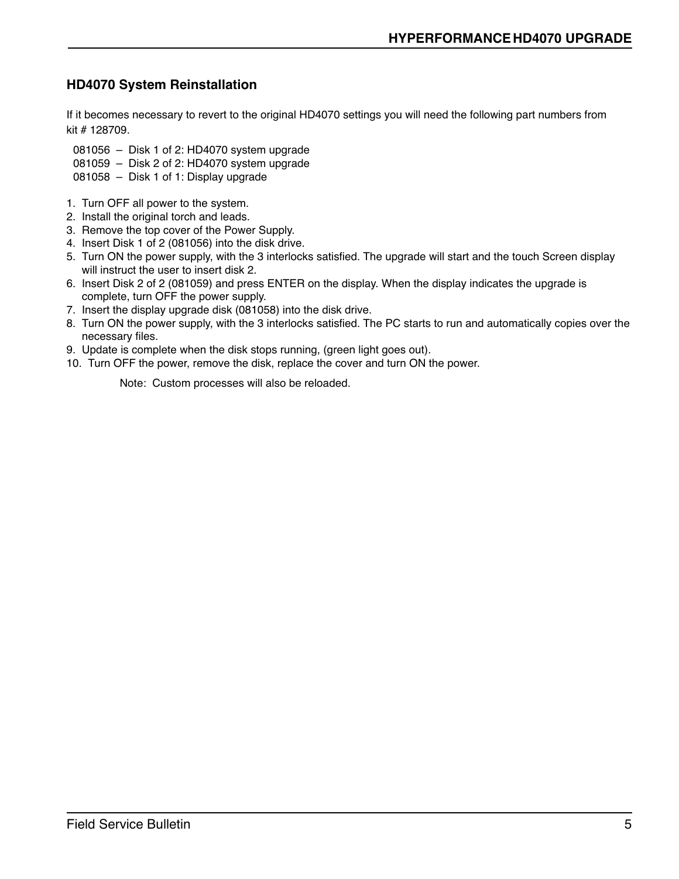## HD4070 System Reinstallation

If it becomes necessary to revert to the original HD4070 settings you will need the following part numbers from kit # 128709.

081056 – Disk 1 of 2: HD4070 system upgrade
081059 – Disk 2 of 2: HD4070 system upgrade
081058 – Disk 1 of 1: Display upgrade

1. Turn OFF all power to the system.
2. Install the original torch and leads.
3. Remove the top cover of the Power Supply.
4. Insert Disk 1 of 2 (081056) into the disk drive.
5. Turn ON the power supply, with the 3 interlocks satisfied. The upgrade will start and the touch Screen display will instruct the user to insert disk 2.
6. Insert Disk 2 of 2 (081059) and press ENTER on the display. When the display indicates the upgrade is complete, turn OFF the power supply.
7. Insert the display upgrade disk (081058) into the disk drive.
8. Turn ON the power supply, with the 3 interlocks satisfied. The PC starts to run and automatically copies over the necessary files.
9. Update is complete when the disk stops running, (green light goes out).
10. Turn OFF the power, remove the disk, replace the cover and turn ON the power.

Note: Custom processes will also be reloaded.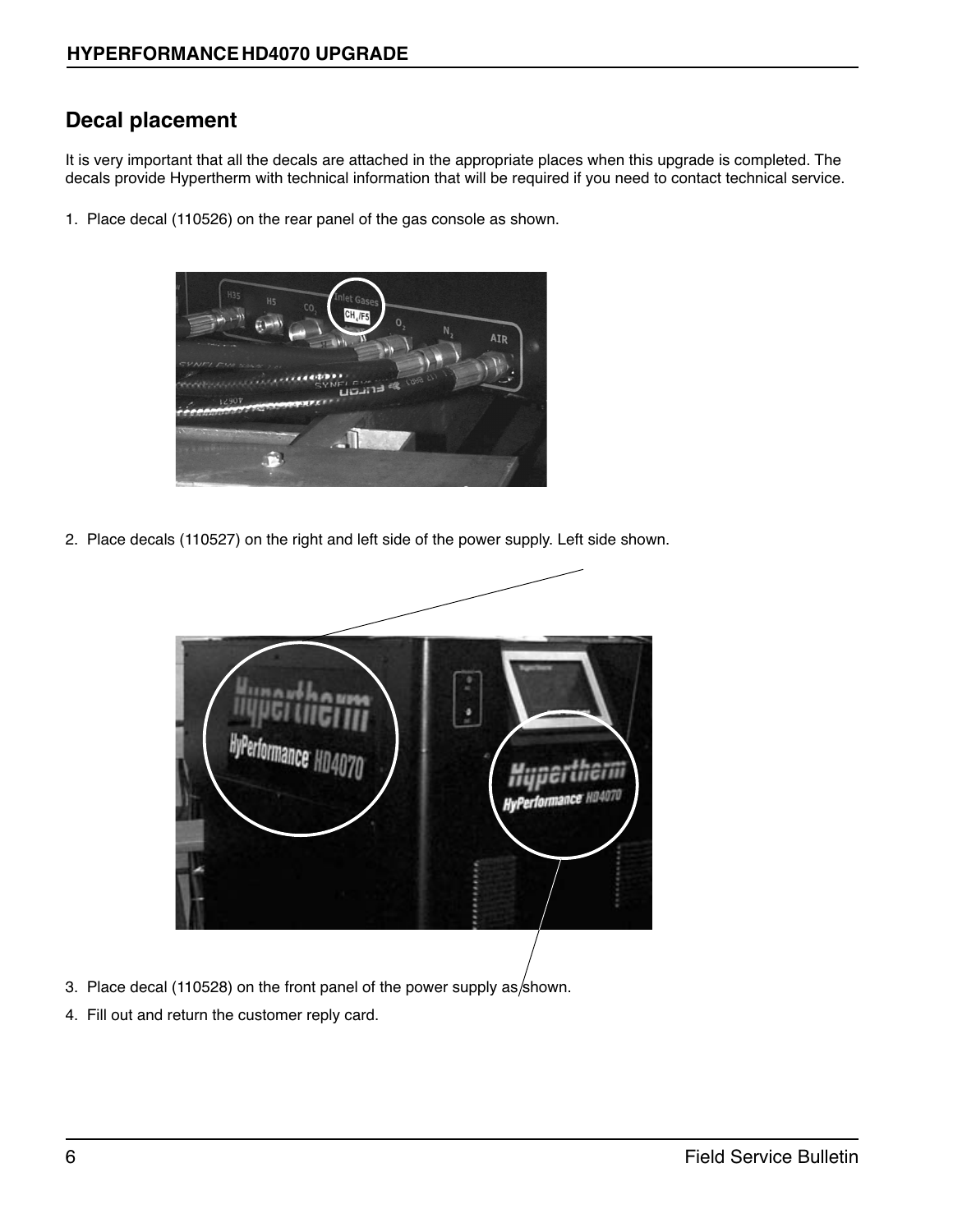## Decal placement

It is very important that all the decals are attached in the appropriate places when this upgrade is completed. The decals provide Hypertherm with technical information that will be required if you need to contact technical service.

1. Place decal (110526) on the rear panel of the gas console as shown.

2. Place decals (110527) on the right and left side of the power supply. Left side shown.

3. Place decal (110528) on the front panel of the power supply as shown.

4. Fill out and return the customer reply card.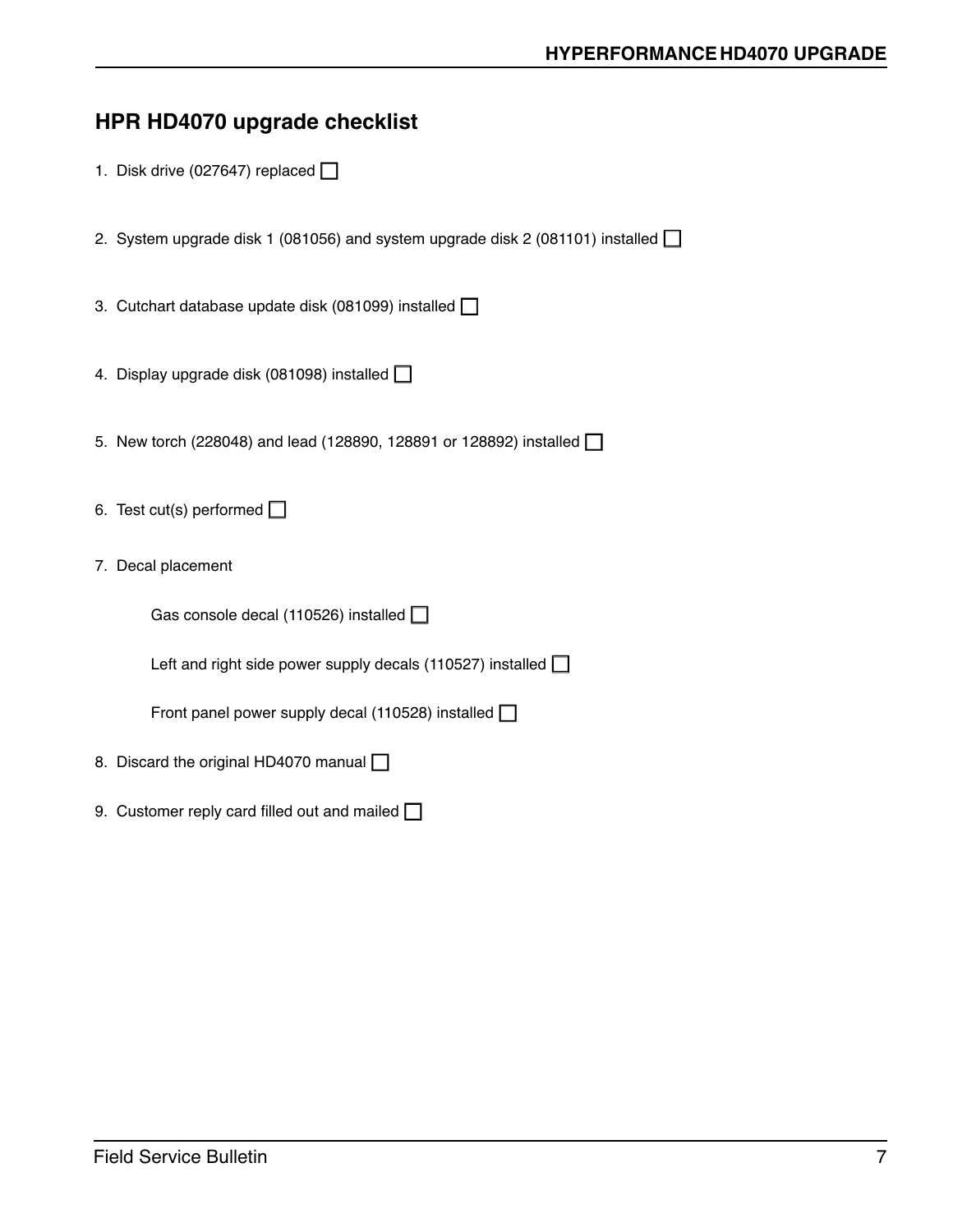## HPR HD4070 upgrade checklist

1. Disk drive (027647) replaced ☐
2. System upgrade disk 1 (081056) and system upgrade disk 2 (081101) installed ☐
3. Cutchart database update disk (081099) installed ☐
4. Display upgrade disk (081098) installed ☐
5. New torch (228048) and lead (128890, 128891 or 128892) installed ☐
6. Test cut(s) performed ☐
7. Decal placement

   Gas console decal (110526) installed ☐

   Left and right side power supply decals (110527) installed ☐

   Front panel power supply decal (110528) installed ☐

8. Discard the original HD4070 manual ☐
9. Customer reply card filled out and mailed ☐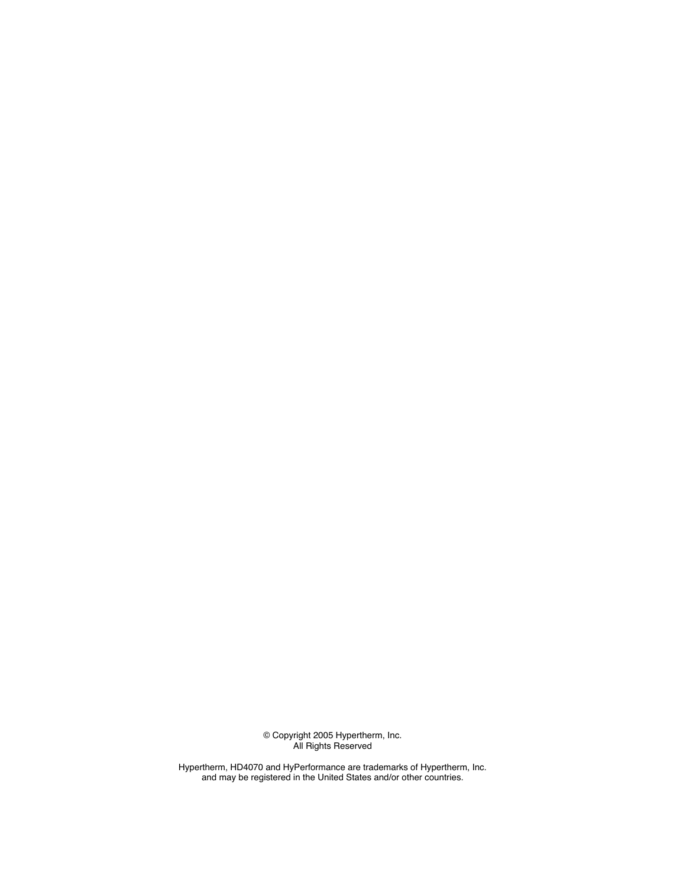© Copyright 2005 Hypertherm, Inc.
All Rights Reserved

Hypertherm, HD4070 and HyPerformance are trademarks of Hypertherm, Inc.
and may be registered in the United States and/or other countries.